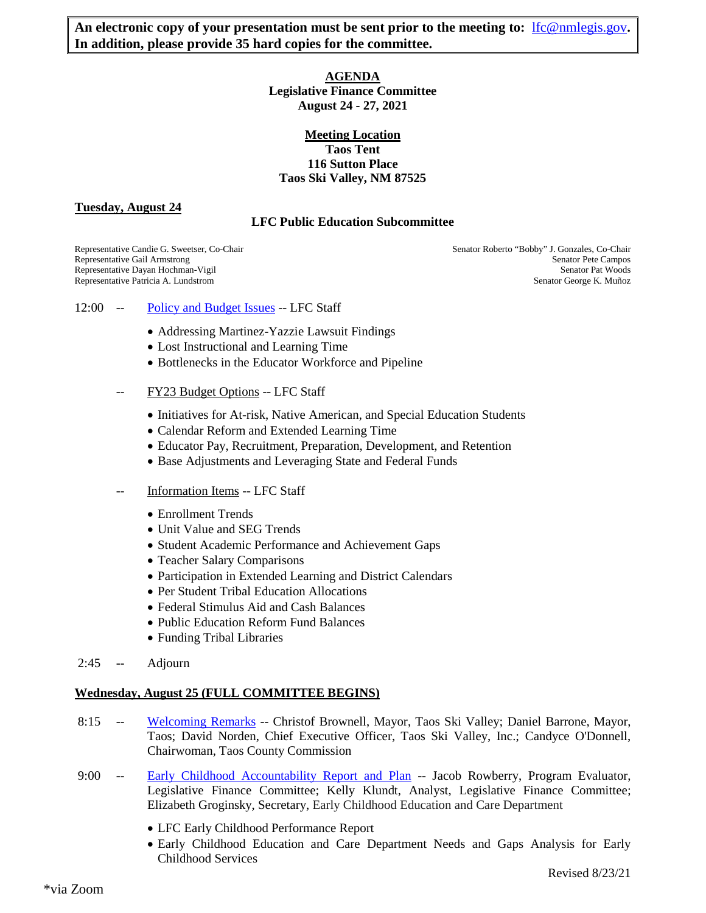**An electronic copy of your presentation must be sent prior to the meeting to: lfc@nmlegis.gov. In addition, please provide 35 hard copies for the committee.**

# AGENDA

**Legislative Finance Committee**
**August 24 - 27, 2021**

**Meeting Location**
**Taos Tent**
**116 Sutton Place**
**Taos Ski Valley, NM 87525**

## Tuesday, August 24

### LFC Public Education Subcommittee

Representative Candie G. Sweetser, Co-Chair
Representative Gail Armstrong
Representative Dayan Hochman-Vigil
Representative Patricia A. Lundstrom

Senator Roberto "Bobby" J. Gonzales, Co-Chair
Senator Pete Campos
Senator Pat Woods
Senator George K. Muñoz

12:00 -- Policy and Budget Issues -- LFC Staff

- Addressing Martinez-Yazzie Lawsuit Findings
- Lost Instructional and Learning Time
- Bottlenecks in the Educator Workforce and Pipeline

-- FY23 Budget Options -- LFC Staff

- Initiatives for At-risk, Native American, and Special Education Students
- Calendar Reform and Extended Learning Time
- Educator Pay, Recruitment, Preparation, Development, and Retention
- Base Adjustments and Leveraging State and Federal Funds

-- Information Items -- LFC Staff

- Enrollment Trends
- Unit Value and SEG Trends
- Student Academic Performance and Achievement Gaps
- Teacher Salary Comparisons
- Participation in Extended Learning and District Calendars
- Per Student Tribal Education Allocations
- Federal Stimulus Aid and Cash Balances
- Public Education Reform Fund Balances
- Funding Tribal Libraries

2:45 -- Adjourn

## Wednesday, August 25 (FULL COMMITTEE BEGINS)

8:15 -- Welcoming Remarks -- Christof Brownell, Mayor, Taos Ski Valley; Daniel Barrone, Mayor, Taos; David Norden, Chief Executive Officer, Taos Ski Valley, Inc.; Candyce O'Donnell, Chairwoman, Taos County Commission

9:00 -- Early Childhood Accountability Report and Plan -- Jacob Rowberry, Program Evaluator, Legislative Finance Committee; Kelly Klundt, Analyst, Legislative Finance Committee; Elizabeth Groginsky, Secretary, Early Childhood Education and Care Department

- LFC Early Childhood Performance Report
- Early Childhood Education and Care Department Needs and Gaps Analysis for Early Childhood Services

Revised 8/23/21

*via Zoom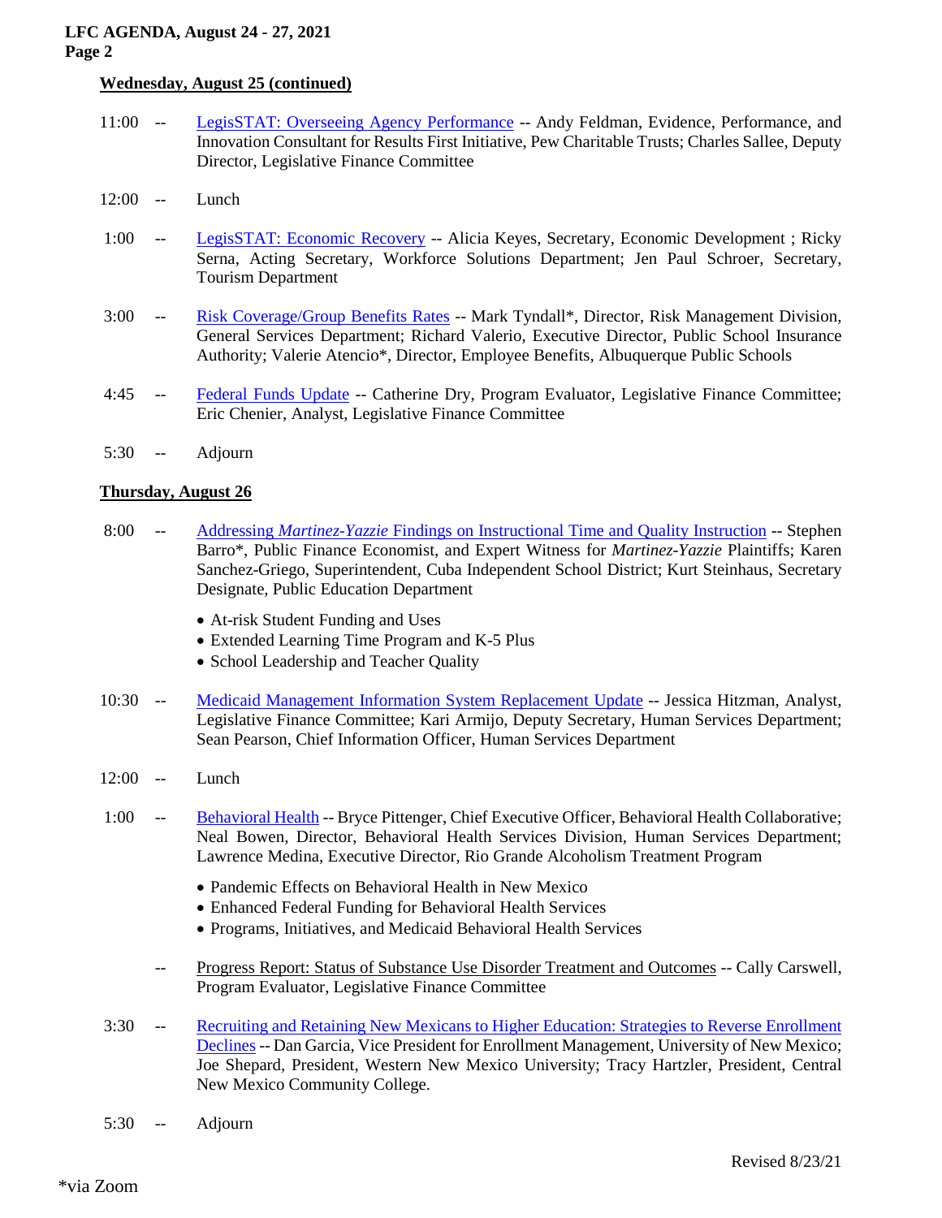**Wednesday, August 25 (continued)**

11:00 -- LegisSTAT: Overseeing Agency Performance -- Andy Feldman, Evidence, Performance, and Innovation Consultant for Results First Initiative, Pew Charitable Trusts; Charles Sallee, Deputy Director, Legislative Finance Committee

12:00 -- Lunch

1:00 -- LegisSTAT: Economic Recovery -- Alicia Keyes, Secretary, Economic Development ; Ricky Serna, Acting Secretary, Workforce Solutions Department; Jen Paul Schroer, Secretary, Tourism Department

3:00 -- Risk Coverage/Group Benefits Rates -- Mark Tyndall*, Director, Risk Management Division, General Services Department; Richard Valerio, Executive Director, Public School Insurance Authority; Valerie Atencio*, Director, Employee Benefits, Albuquerque Public Schools

4:45 -- Federal Funds Update -- Catherine Dry, Program Evaluator, Legislative Finance Committee; Eric Chenier, Analyst, Legislative Finance Committee

5:30 -- Adjourn

**Thursday, August 26**

8:00 -- Addressing *Martinez-Yazzie* Findings on Instructional Time and Quality Instruction -- Stephen Barro*, Public Finance Economist, and Expert Witness for *Martinez-Yazzie* Plaintiffs; Karen Sanchez-Griego, Superintendent, Cuba Independent School District; Kurt Steinhaus, Secretary Designate, Public Education Department

- At-risk Student Funding and Uses
- Extended Learning Time Program and K-5 Plus
- School Leadership and Teacher Quality

10:30 -- Medicaid Management Information System Replacement Update -- Jessica Hitzman, Analyst, Legislative Finance Committee; Kari Armijo, Deputy Secretary, Human Services Department; Sean Pearson, Chief Information Officer, Human Services Department

12:00 -- Lunch

1:00 -- Behavioral Health -- Bryce Pittenger, Chief Executive Officer, Behavioral Health Collaborative; Neal Bowen, Director, Behavioral Health Services Division, Human Services Department; Lawrence Medina, Executive Director, Rio Grande Alcoholism Treatment Program

- Pandemic Effects on Behavioral Health in New Mexico
- Enhanced Federal Funding for Behavioral Health Services
- Programs, Initiatives, and Medicaid Behavioral Health Services

-- Progress Report: Status of Substance Use Disorder Treatment and Outcomes -- Cally Carswell, Program Evaluator, Legislative Finance Committee

3:30 -- Recruiting and Retaining New Mexicans to Higher Education: Strategies to Reverse Enrollment Declines -- Dan Garcia, Vice President for Enrollment Management, University of New Mexico; Joe Shepard, President, Western New Mexico University; Tracy Hartzler, President, Central New Mexico Community College.

5:30 -- Adjourn

Revised 8/23/21

*via Zoom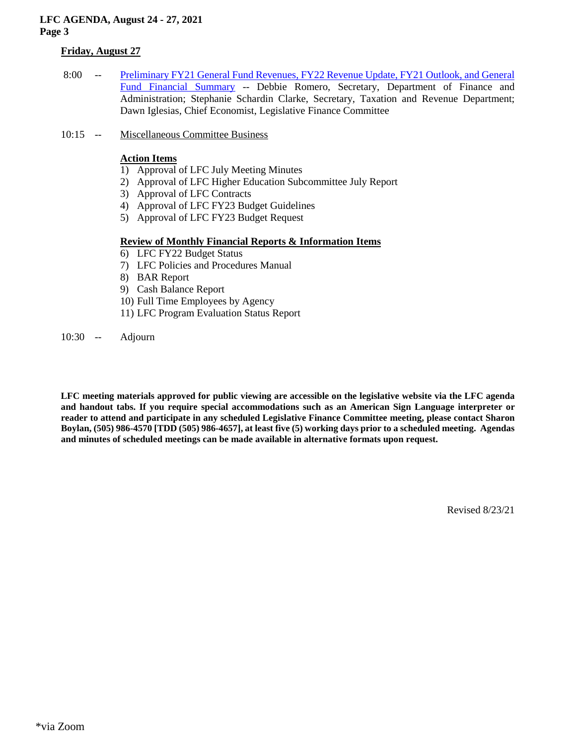**Friday, August 27**

8:00 -- Preliminary FY21 General Fund Revenues, FY22 Revenue Update, FY21 Outlook, and General Fund Financial Summary -- Debbie Romero, Secretary, Department of Finance and Administration; Stephanie Schardin Clarke, Secretary, Taxation and Revenue Department; Dawn Iglesias, Chief Economist, Legislative Finance Committee

10:15 -- Miscellaneous Committee Business

**Action Items**

1) Approval of LFC July Meeting Minutes
2) Approval of LFC Higher Education Subcommittee July Report
3) Approval of LFC Contracts
4) Approval of LFC FY23 Budget Guidelines
5) Approval of LFC FY23 Budget Request

**Review of Monthly Financial Reports & Information Items**

6) LFC FY22 Budget Status
7) LFC Policies and Procedures Manual
8) BAR Report
9) Cash Balance Report
10) Full Time Employees by Agency
11) LFC Program Evaluation Status Report

10:30 -- Adjourn

**LFC meeting materials approved for public viewing are accessible on the legislative website via the LFC agenda and handout tabs. If you require special accommodations such as an American Sign Language interpreter or reader to attend and participate in any scheduled Legislative Finance Committee meeting, please contact Sharon Boylan, (505) 986-4570 [TDD (505) 986-4657], at least five (5) working days prior to a scheduled meeting. Agendas and minutes of scheduled meetings can be made available in alternative formats upon request.**

Revised 8/23/21

*via Zoom